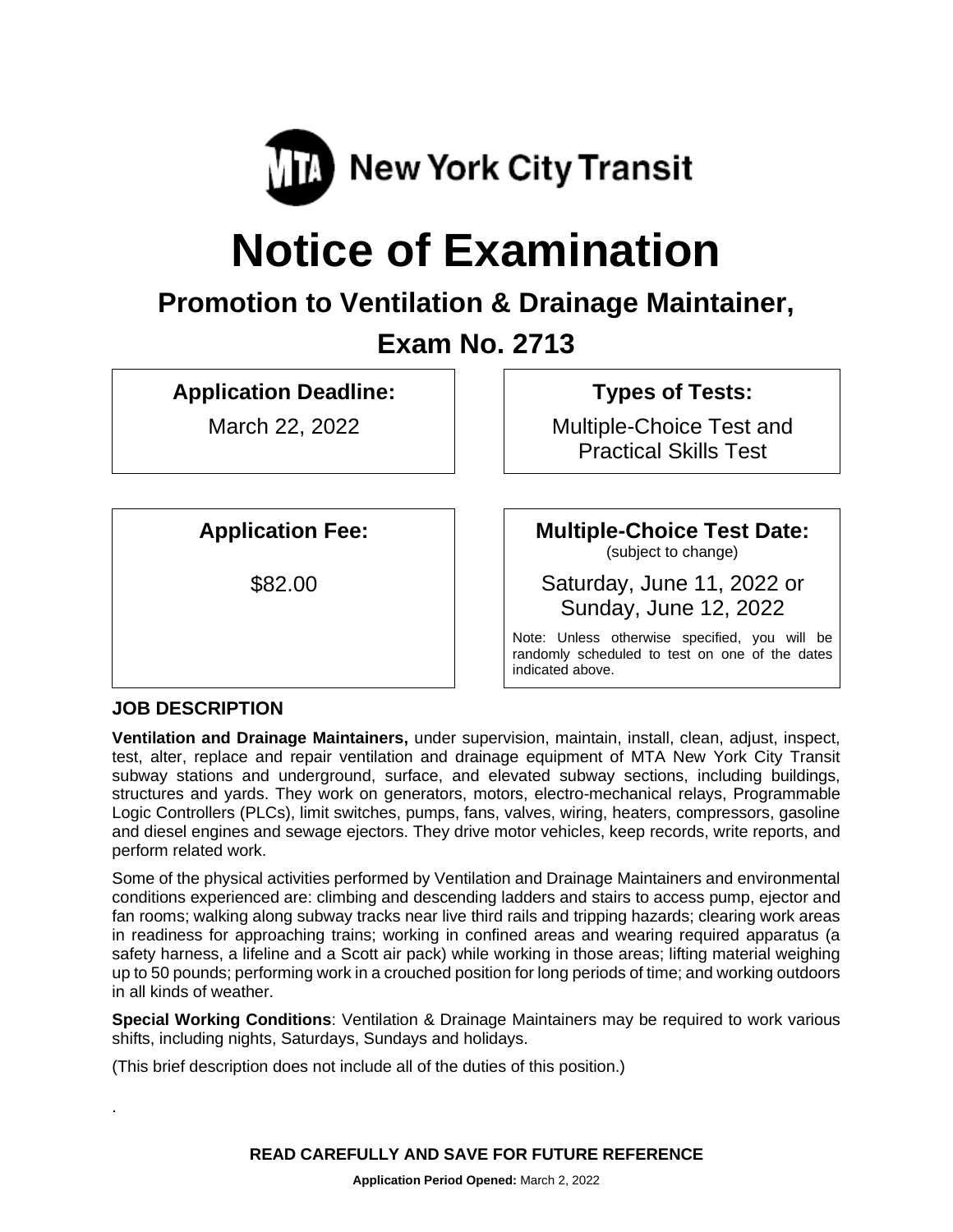New York City Transit

# Notice of Examination

## Promotion to Ventilation & Drainage Maintainer, Exam No. 2713

**Application Deadline:**

March 22, 2022

**Types of Tests:**

Multiple-Choice Test and Practical Skills Test

**Application Fee:**

$82.00

**Multiple-Choice Test Date:**
(subject to change)

Saturday, June 11, 2022 or Sunday, June 12, 2022

Note: Unless otherwise specified, you will be randomly scheduled to test on one of the dates indicated above.

### JOB DESCRIPTION

**Ventilation and Drainage Maintainers,** under supervision, maintain, install, clean, adjust, inspect, test, alter, replace and repair ventilation and drainage equipment of MTA New York City Transit subway stations and underground, surface, and elevated subway sections, including buildings, structures and yards. They work on generators, motors, electro-mechanical relays, Programmable Logic Controllers (PLCs), limit switches, pumps, fans, valves, wiring, heaters, compressors, gasoline and diesel engines and sewage ejectors. They drive motor vehicles, keep records, write reports, and perform related work.

Some of the physical activities performed by Ventilation and Drainage Maintainers and environmental conditions experienced are: climbing and descending ladders and stairs to access pump, ejector and fan rooms; walking along subway tracks near live third rails and tripping hazards; clearing work areas in readiness for approaching trains; working in confined areas and wearing required apparatus (a safety harness, a lifeline and a Scott air pack) while working in those areas; lifting material weighing up to 50 pounds; performing work in a crouched position for long periods of time; and working outdoors in all kinds of weather.

**Special Working Conditions**: Ventilation & Drainage Maintainers may be required to work various shifts, including nights, Saturdays, Sundays and holidays.

(This brief description does not include all of the duties of this position.)

**READ CAREFULLY AND SAVE FOR FUTURE REFERENCE**

**Application Period Opened:** March 2, 2022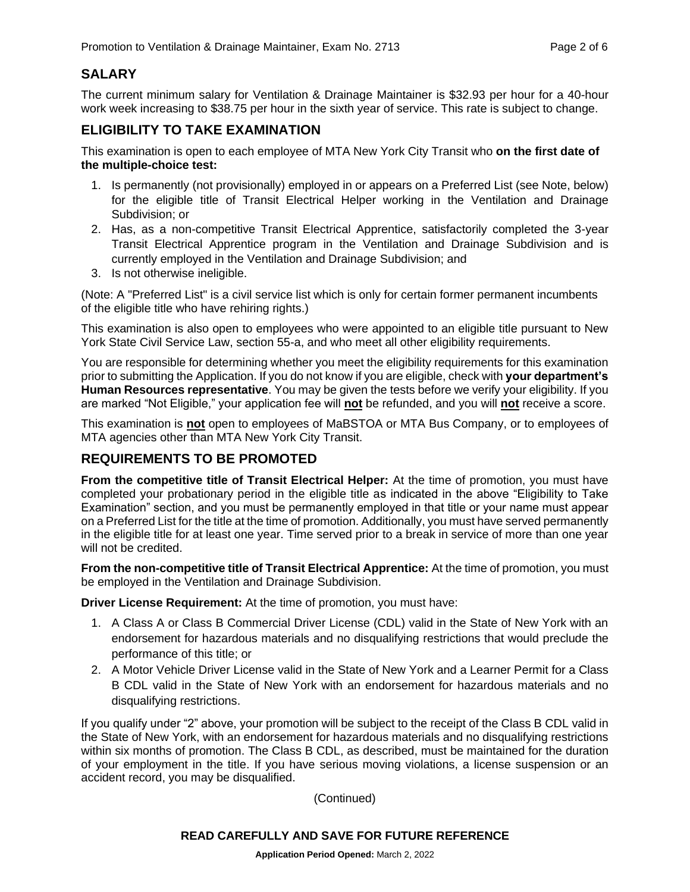## SALARY

The current minimum salary for Ventilation & Drainage Maintainer is $32.93 per hour for a 40-hour work week increasing to $38.75 per hour in the sixth year of service. This rate is subject to change.

## ELIGIBILITY TO TAKE EXAMINATION

This examination is open to each employee of MTA New York City Transit who **on the first date of the multiple-choice test:**

1. Is permanently (not provisionally) employed in or appears on a Preferred List (see Note, below) for the eligible title of Transit Electrical Helper working in the Ventilation and Drainage Subdivision; or
2. Has, as a non-competitive Transit Electrical Apprentice, satisfactorily completed the 3-year Transit Electrical Apprentice program in the Ventilation and Drainage Subdivision and is currently employed in the Ventilation and Drainage Subdivision; and
3. Is not otherwise ineligible.

(Note: A "Preferred List" is a civil service list which is only for certain former permanent incumbents of the eligible title who have rehiring rights.)

This examination is also open to employees who were appointed to an eligible title pursuant to New York State Civil Service Law, section 55-a, and who meet all other eligibility requirements.

You are responsible for determining whether you meet the eligibility requirements for this examination prior to submitting the Application. If you do not know if you are eligible, check with **your department's Human Resources representative**. You may be given the tests before we verify your eligibility. If you are marked "Not Eligible," your application fee will **not** be refunded, and you will **not** receive a score.

This examination is **not** open to employees of MaBSTOA or MTA Bus Company, or to employees of MTA agencies other than MTA New York City Transit.

## REQUIREMENTS TO BE PROMOTED

**From the competitive title of Transit Electrical Helper:** At the time of promotion, you must have completed your probationary period in the eligible title as indicated in the above "Eligibility to Take Examination" section, and you must be permanently employed in that title or your name must appear on a Preferred List for the title at the time of promotion. Additionally, you must have served permanently in the eligible title for at least one year. Time served prior to a break in service of more than one year will not be credited.

**From the non-competitive title of Transit Electrical Apprentice:** At the time of promotion, you must be employed in the Ventilation and Drainage Subdivision.

**Driver License Requirement:** At the time of promotion, you must have:

1. A Class A or Class B Commercial Driver License (CDL) valid in the State of New York with an endorsement for hazardous materials and no disqualifying restrictions that would preclude the performance of this title; or
2. A Motor Vehicle Driver License valid in the State of New York and a Learner Permit for a Class B CDL valid in the State of New York with an endorsement for hazardous materials and no disqualifying restrictions.

If you qualify under "2" above, your promotion will be subject to the receipt of the Class B CDL valid in the State of New York, with an endorsement for hazardous materials and no disqualifying restrictions within six months of promotion. The Class B CDL, as described, must be maintained for the duration of your employment in the title. If you have serious moving violations, a license suspension or an accident record, you may be disqualified.

(Continued)

**READ CAREFULLY AND SAVE FOR FUTURE REFERENCE**

**Application Period Opened:** March 2, 2022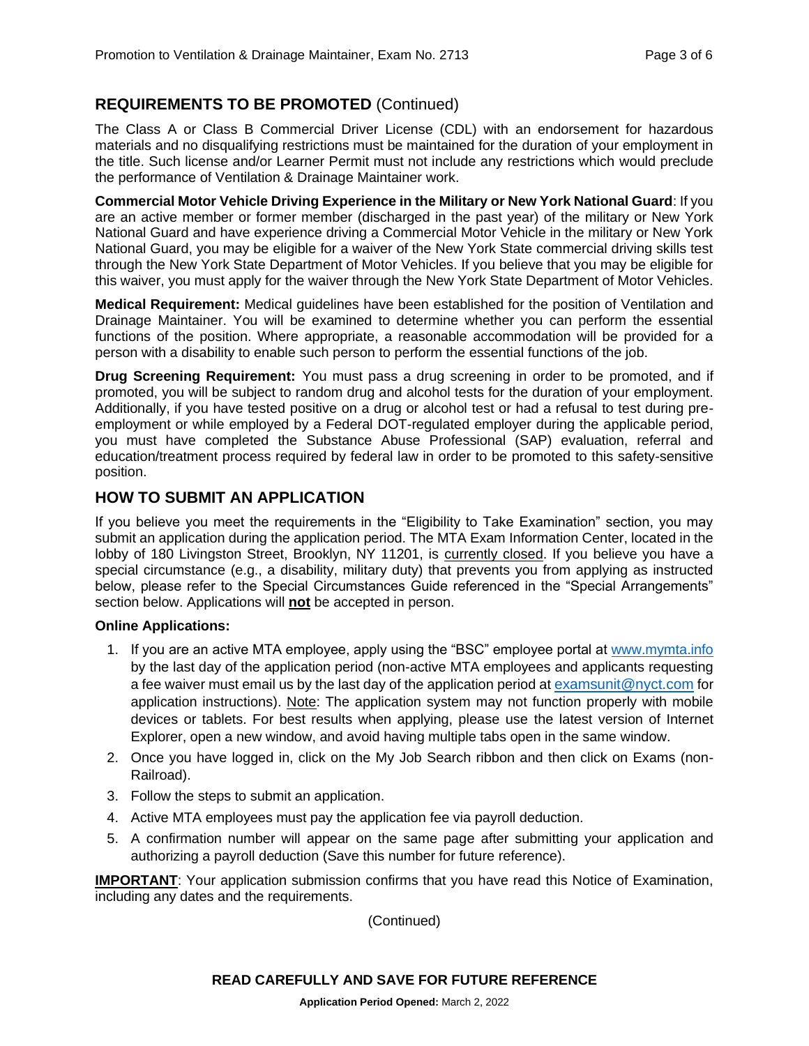## REQUIREMENTS TO BE PROMOTED (Continued)

The Class A or Class B Commercial Driver License (CDL) with an endorsement for hazardous materials and no disqualifying restrictions must be maintained for the duration of your employment in the title. Such license and/or Learner Permit must not include any restrictions which would preclude the performance of Ventilation & Drainage Maintainer work.

**Commercial Motor Vehicle Driving Experience in the Military or New York National Guard**: If you are an active member or former member (discharged in the past year) of the military or New York National Guard and have experience driving a Commercial Motor Vehicle in the military or New York National Guard, you may be eligible for a waiver of the New York State commercial driving skills test through the New York State Department of Motor Vehicles. If you believe that you may be eligible for this waiver, you must apply for the waiver through the New York State Department of Motor Vehicles.

**Medical Requirement:** Medical guidelines have been established for the position of Ventilation and Drainage Maintainer. You will be examined to determine whether you can perform the essential functions of the position. Where appropriate, a reasonable accommodation will be provided for a person with a disability to enable such person to perform the essential functions of the job.

**Drug Screening Requirement:** You must pass a drug screening in order to be promoted, and if promoted, you will be subject to random drug and alcohol tests for the duration of your employment. Additionally, if you have tested positive on a drug or alcohol test or had a refusal to test during pre-employment or while employed by a Federal DOT-regulated employer during the applicable period, you must have completed the Substance Abuse Professional (SAP) evaluation, referral and education/treatment process required by federal law in order to be promoted to this safety-sensitive position.

## HOW TO SUBMIT AN APPLICATION

If you believe you meet the requirements in the "Eligibility to Take Examination" section, you may submit an application during the application period. The MTA Exam Information Center, located in the lobby of 180 Livingston Street, Brooklyn, NY 11201, is currently closed. If you believe you have a special circumstance (e.g., a disability, military duty) that prevents you from applying as instructed below, please refer to the Special Circumstances Guide referenced in the "Special Arrangements" section below. Applications will **not** be accepted in person.

**Online Applications:**

1. If you are an active MTA employee, apply using the "BSC" employee portal at www.mymta.info by the last day of the application period (non-active MTA employees and applicants requesting a fee waiver must email us by the last day of the application period at examsunit@nyct.com for application instructions). Note: The application system may not function properly with mobile devices or tablets. For best results when applying, please use the latest version of Internet Explorer, open a new window, and avoid having multiple tabs open in the same window.
2. Once you have logged in, click on the My Job Search ribbon and then click on Exams (non-Railroad).
3. Follow the steps to submit an application.
4. Active MTA employees must pay the application fee via payroll deduction.
5. A confirmation number will appear on the same page after submitting your application and authorizing a payroll deduction (Save this number for future reference).

**IMPORTANT**: Your application submission confirms that you have read this Notice of Examination, including any dates and the requirements.

(Continued)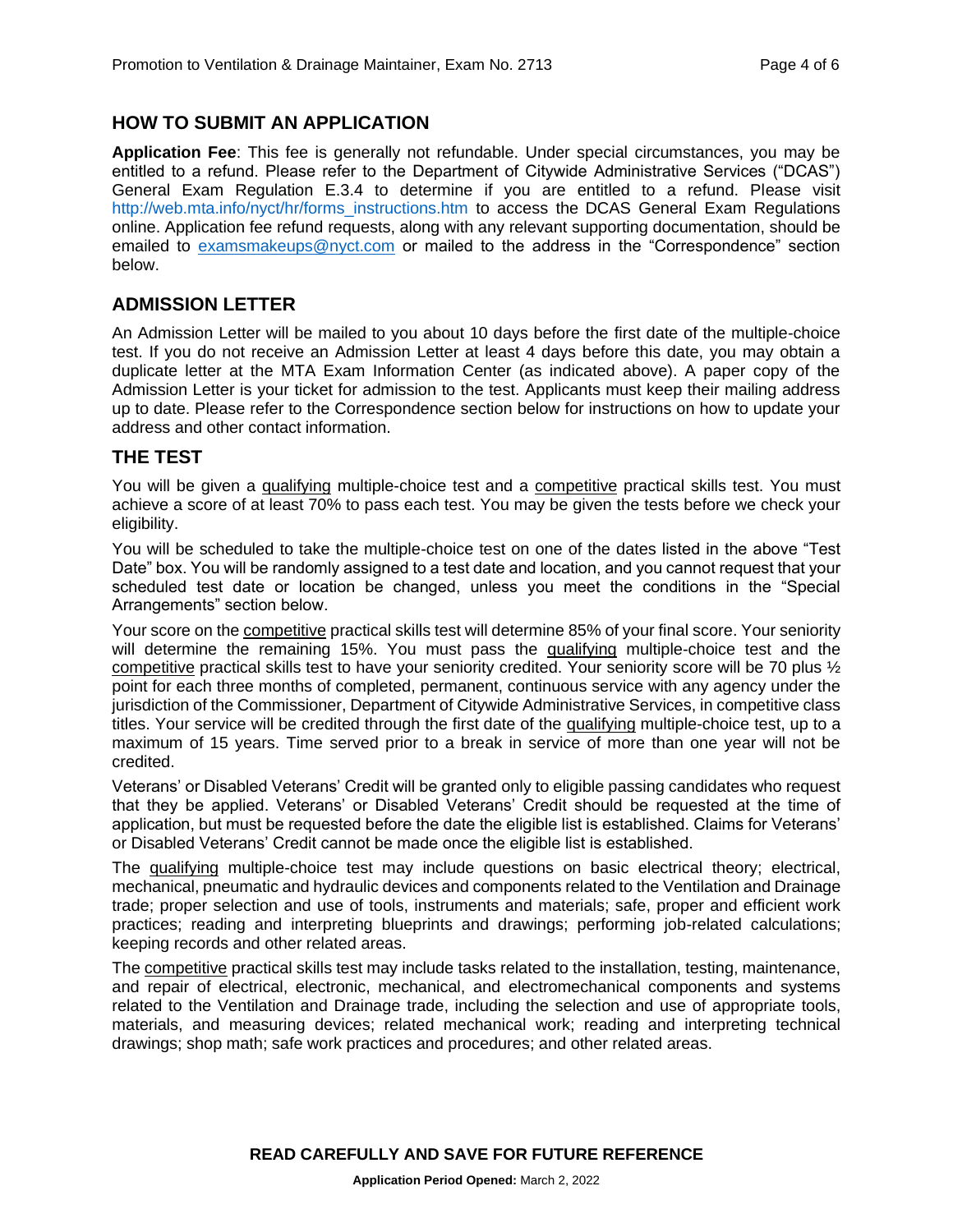## HOW TO SUBMIT AN APPLICATION

**Application Fee**: This fee is generally not refundable. Under special circumstances, you may be entitled to a refund. Please refer to the Department of Citywide Administrative Services ("DCAS") General Exam Regulation E.3.4 to determine if you are entitled to a refund. Please visit http://web.mta.info/nyct/hr/forms_instructions.htm to access the DCAS General Exam Regulations online. Application fee refund requests, along with any relevant supporting documentation, should be emailed to examsmakeups@nyct.com or mailed to the address in the "Correspondence" section below.

## ADMISSION LETTER

An Admission Letter will be mailed to you about 10 days before the first date of the multiple-choice test. If you do not receive an Admission Letter at least 4 days before this date, you may obtain a duplicate letter at the MTA Exam Information Center (as indicated above). A paper copy of the Admission Letter is your ticket for admission to the test. Applicants must keep their mailing address up to date. Please refer to the Correspondence section below for instructions on how to update your address and other contact information.

## THE TEST

You will be given a qualifying multiple-choice test and a competitive practical skills test. You must achieve a score of at least 70% to pass each test. You may be given the tests before we check your eligibility.

You will be scheduled to take the multiple-choice test on one of the dates listed in the above "Test Date" box. You will be randomly assigned to a test date and location, and you cannot request that your scheduled test date or location be changed, unless you meet the conditions in the "Special Arrangements" section below.

Your score on the competitive practical skills test will determine 85% of your final score. Your seniority will determine the remaining 15%. You must pass the qualifying multiple-choice test and the competitive practical skills test to have your seniority credited. Your seniority score will be 70 plus ½ point for each three months of completed, permanent, continuous service with any agency under the jurisdiction of the Commissioner, Department of Citywide Administrative Services, in competitive class titles. Your service will be credited through the first date of the qualifying multiple-choice test, up to a maximum of 15 years. Time served prior to a break in service of more than one year will not be credited.

Veterans' or Disabled Veterans' Credit will be granted only to eligible passing candidates who request that they be applied. Veterans' or Disabled Veterans' Credit should be requested at the time of application, but must be requested before the date the eligible list is established. Claims for Veterans' or Disabled Veterans' Credit cannot be made once the eligible list is established.

The qualifying multiple-choice test may include questions on basic electrical theory; electrical, mechanical, pneumatic and hydraulic devices and components related to the Ventilation and Drainage trade; proper selection and use of tools, instruments and materials; safe, proper and efficient work practices; reading and interpreting blueprints and drawings; performing job-related calculations; keeping records and other related areas.

The competitive practical skills test may include tasks related to the installation, testing, maintenance, and repair of electrical, electronic, mechanical, and electromechanical components and systems related to the Ventilation and Drainage trade, including the selection and use of appropriate tools, materials, and measuring devices; related mechanical work; reading and interpreting technical drawings; shop math; safe work practices and procedures; and other related areas.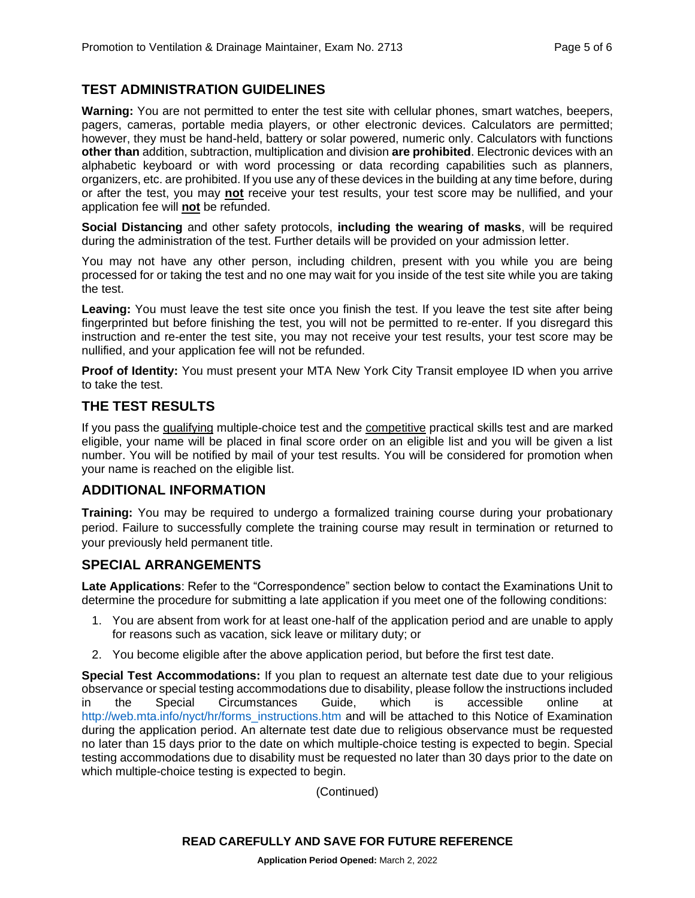## TEST ADMINISTRATION GUIDELINES

**Warning:** You are not permitted to enter the test site with cellular phones, smart watches, beepers, pagers, cameras, portable media players, or other electronic devices. Calculators are permitted; however, they must be hand-held, battery or solar powered, numeric only. Calculators with functions **other than** addition, subtraction, multiplication and division **are prohibited**. Electronic devices with an alphabetic keyboard or with word processing or data recording capabilities such as planners, organizers, etc. are prohibited. If you use any of these devices in the building at any time before, during or after the test, you may **not** receive your test results, your test score may be nullified, and your application fee will **not** be refunded.

**Social Distancing** and other safety protocols, **including the wearing of masks**, will be required during the administration of the test. Further details will be provided on your admission letter.

You may not have any other person, including children, present with you while you are being processed for or taking the test and no one may wait for you inside of the test site while you are taking the test.

**Leaving:** You must leave the test site once you finish the test. If you leave the test site after being fingerprinted but before finishing the test, you will not be permitted to re-enter. If you disregard this instruction and re-enter the test site, you may not receive your test results, your test score may be nullified, and your application fee will not be refunded.

**Proof of Identity:** You must present your MTA New York City Transit employee ID when you arrive to take the test.

## THE TEST RESULTS

If you pass the qualifying multiple-choice test and the competitive practical skills test and are marked eligible, your name will be placed in final score order on an eligible list and you will be given a list number. You will be notified by mail of your test results. You will be considered for promotion when your name is reached on the eligible list.

## ADDITIONAL INFORMATION

**Training:** You may be required to undergo a formalized training course during your probationary period. Failure to successfully complete the training course may result in termination or returned to your previously held permanent title.

## SPECIAL ARRANGEMENTS

**Late Applications**: Refer to the "Correspondence" section below to contact the Examinations Unit to determine the procedure for submitting a late application if you meet one of the following conditions:

1. You are absent from work for at least one-half of the application period and are unable to apply for reasons such as vacation, sick leave or military duty; or
2. You become eligible after the above application period, but before the first test date.

**Special Test Accommodations:** If you plan to request an alternate test date due to your religious observance or special testing accommodations due to disability, please follow the instructions included in the Special Circumstances Guide, which is accessible online at http://web.mta.info/nyct/hr/forms_instructions.htm and will be attached to this Notice of Examination during the application period. An alternate test date due to religious observance must be requested no later than 15 days prior to the date on which multiple-choice testing is expected to begin. Special testing accommodations due to disability must be requested no later than 30 days prior to the date on which multiple-choice testing is expected to begin.

(Continued)

**READ CAREFULLY AND SAVE FOR FUTURE REFERENCE**

**Application Period Opened:** March 2, 2022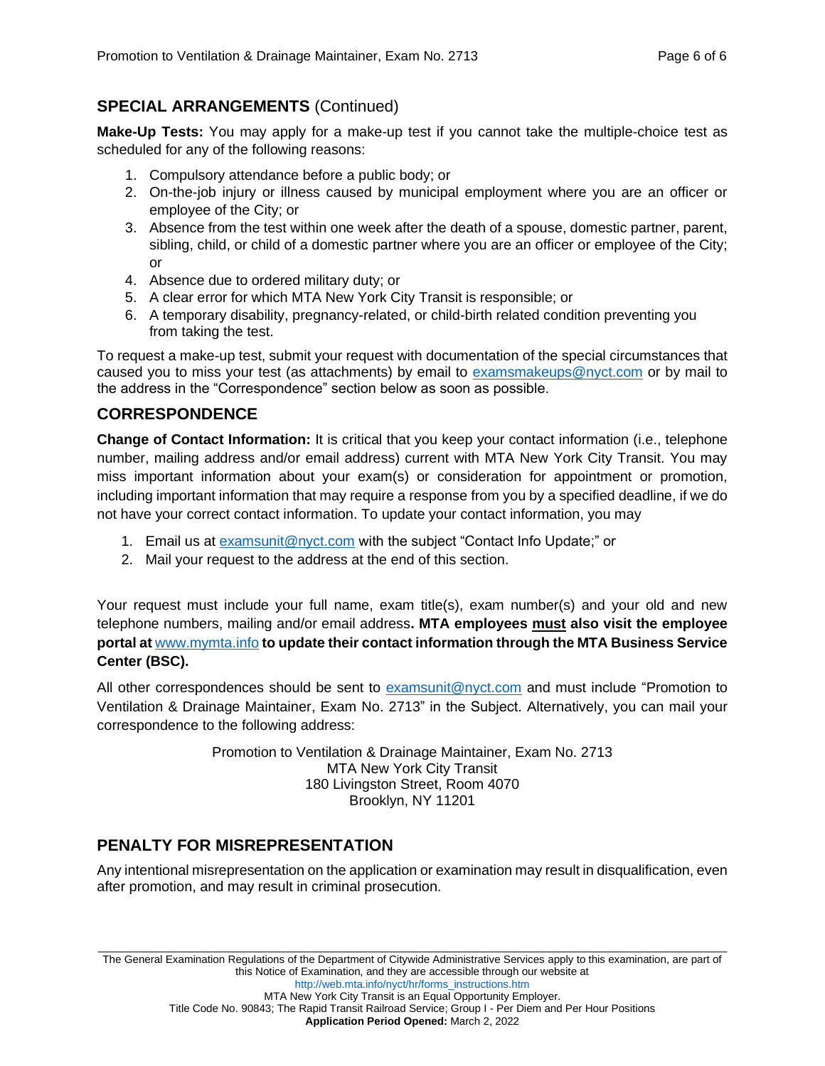## SPECIAL ARRANGEMENTS (Continued)

**Make-Up Tests:** You may apply for a make-up test if you cannot take the multiple-choice test as scheduled for any of the following reasons:

1. Compulsory attendance before a public body; or
2. On-the-job injury or illness caused by municipal employment where you are an officer or employee of the City; or
3. Absence from the test within one week after the death of a spouse, domestic partner, parent, sibling, child, or child of a domestic partner where you are an officer or employee of the City; or
4. Absence due to ordered military duty; or
5. A clear error for which MTA New York City Transit is responsible; or
6. A temporary disability, pregnancy-related, or child-birth related condition preventing you from taking the test.

To request a make-up test, submit your request with documentation of the special circumstances that caused you to miss your test (as attachments) by email to examsmakeups@nyct.com or by mail to the address in the "Correspondence" section below as soon as possible.

## CORRESPONDENCE

**Change of Contact Information:** It is critical that you keep your contact information (i.e., telephone number, mailing address and/or email address) current with MTA New York City Transit. You may miss important information about your exam(s) or consideration for appointment or promotion, including important information that may require a response from you by a specified deadline, if we do not have your correct contact information. To update your contact information, you may

1. Email us at examsunit@nyct.com with the subject "Contact Info Update;" or
2. Mail your request to the address at the end of this section.

Your request must include your full name, exam title(s), exam number(s) and your old and new telephone numbers, mailing and/or email address**. MTA employees must also visit the employee portal at** www.mymta.info **to update their contact information through the MTA Business Service Center (BSC).**

All other correspondences should be sent to examsunit@nyct.com and must include "Promotion to Ventilation & Drainage Maintainer, Exam No. 2713" in the Subject. Alternatively, you can mail your correspondence to the following address:

Promotion to Ventilation & Drainage Maintainer, Exam No. 2713
MTA New York City Transit
180 Livingston Street, Room 4070
Brooklyn, NY 11201

## PENALTY FOR MISREPRESENTATION

Any intentional misrepresentation on the application or examination may result in disqualification, even after promotion, and may result in criminal prosecution.

The General Examination Regulations of the Department of Citywide Administrative Services apply to this examination, are part of this Notice of Examination, and they are accessible through our website at http://web.mta.info/nyct/hr/forms_instructions.htm
MTA New York City Transit is an Equal Opportunity Employer.
Title Code No. 90843; The Rapid Transit Railroad Service; Group I - Per Diem and Per Hour Positions
**Application Period Opened:** March 2, 2022